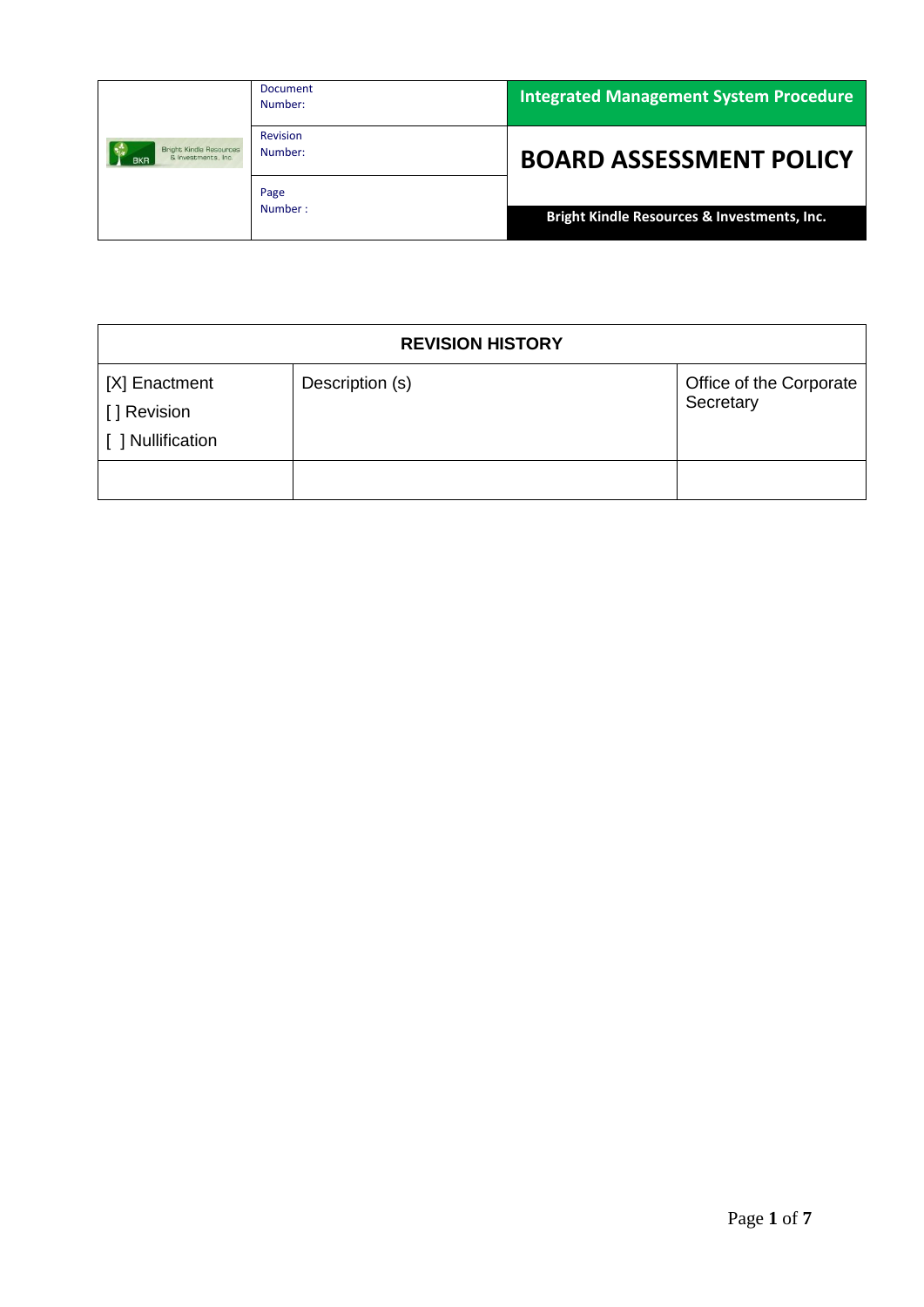| | Document Number: | Integrated Management System Procedure |
|---|---|---|
| Bright Kindle Resources & Investments, Inc. | Revision Number: | **BOARD ASSESSMENT POLICY** |
| | Page Number : | **Bright Kindle Resources & Investments, Inc.** |

| REVISION HISTORY | | |
|---|---|---|
| [X] Enactment<br>[ ] Revision<br>[ ] Nullification | Description (s) | Office of the Corporate Secretary |
| | | |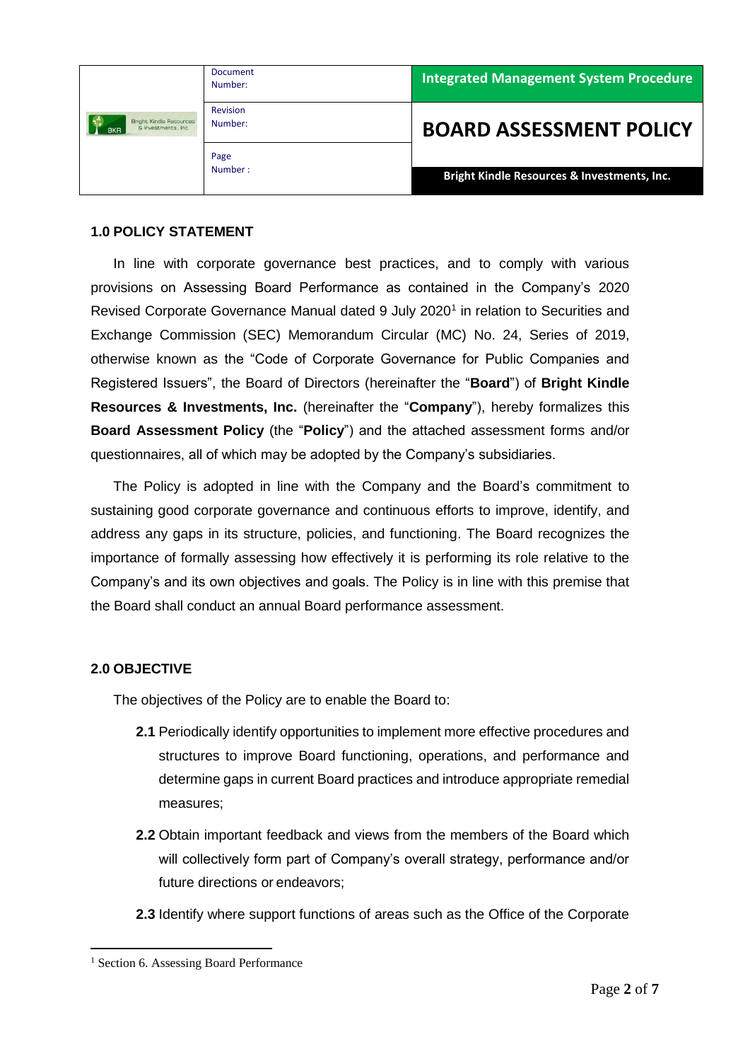## 1.0 POLICY STATEMENT

In line with corporate governance best practices, and to comply with various provisions on Assessing Board Performance as contained in the Company's 2020 Revised Corporate Governance Manual dated 9 July 2020[1] in relation to Securities and Exchange Commission (SEC) Memorandum Circular (MC) No. 24, Series of 2019, otherwise known as the "Code of Corporate Governance for Public Companies and Registered Issuers", the Board of Directors (hereinafter the "**Board**") of **Bright Kindle Resources & Investments, Inc.** (hereinafter the "**Company**"), hereby formalizes this **Board Assessment Policy** (the "**Policy**") and the attached assessment forms and/or questionnaires, all of which may be adopted by the Company's subsidiaries.

The Policy is adopted in line with the Company and the Board's commitment to sustaining good corporate governance and continuous efforts to improve, identify, and address any gaps in its structure, policies, and functioning. The Board recognizes the importance of formally assessing how effectively it is performing its role relative to the Company's and its own objectives and goals. The Policy is in line with this premise that the Board shall conduct an annual Board performance assessment.

## 2.0 OBJECTIVE

The objectives of the Policy are to enable the Board to:

**2.1** Periodically identify opportunities to implement more effective procedures and structures to improve Board functioning, operations, and performance and determine gaps in current Board practices and introduce appropriate remedial measures;

**2.2** Obtain important feedback and views from the members of the Board which will collectively form part of Company's overall strategy, performance and/or future directions or endeavors;

**2.3** Identify where support functions of areas such as the Office of the Corporate

[1] Section 6. Assessing Board Performance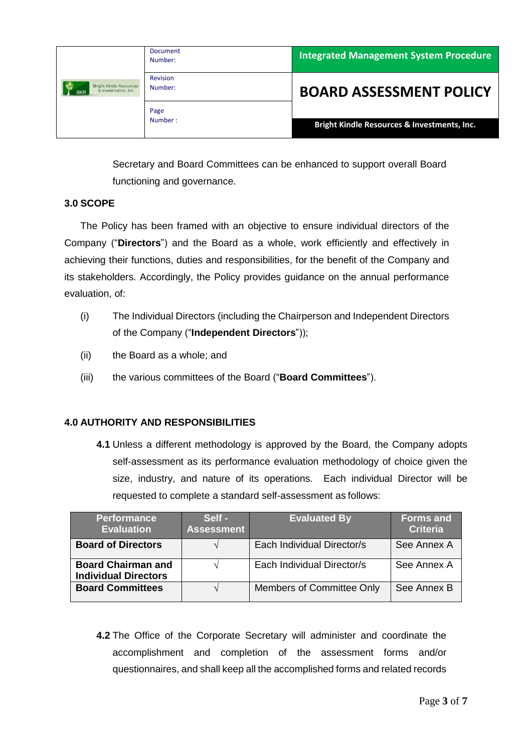Secretary and Board Committees can be enhanced to support overall Board functioning and governance.

### 3.0 SCOPE

The Policy has been framed with an objective to ensure individual directors of the Company ("**Directors**") and the Board as a whole, work efficiently and effectively in achieving their functions, duties and responsibilities, for the benefit of the Company and its stakeholders. Accordingly, the Policy provides guidance on the annual performance evaluation, of:

(i) The Individual Directors (including the Chairperson and Independent Directors of the Company ("**Independent Directors**"));

(ii) the Board as a whole; and

(iii) the various committees of the Board ("**Board Committees**").

### 4.0 AUTHORITY AND RESPONSIBILITIES

**4.1** Unless a different methodology is approved by the Board, the Company adopts self-assessment as its performance evaluation methodology of choice given the size, industry, and nature of its operations. Each individual Director will be requested to complete a standard self-assessment as follows:

| Performance Evaluation | Self - Assessment | Evaluated By | Forms and Criteria |
|---|---|---|---|
| **Board of Directors** | √ | Each Individual Director/s | See Annex A |
| **Board Chairman and Individual Directors** | √ | Each Individual Director/s | See Annex A |
| **Board Committees** | √ | Members of Committee Only | See Annex B |

**4.2** The Office of the Corporate Secretary will administer and coordinate the accomplishment and completion of the assessment forms and/or questionnaires, and shall keep all the accomplished forms and related records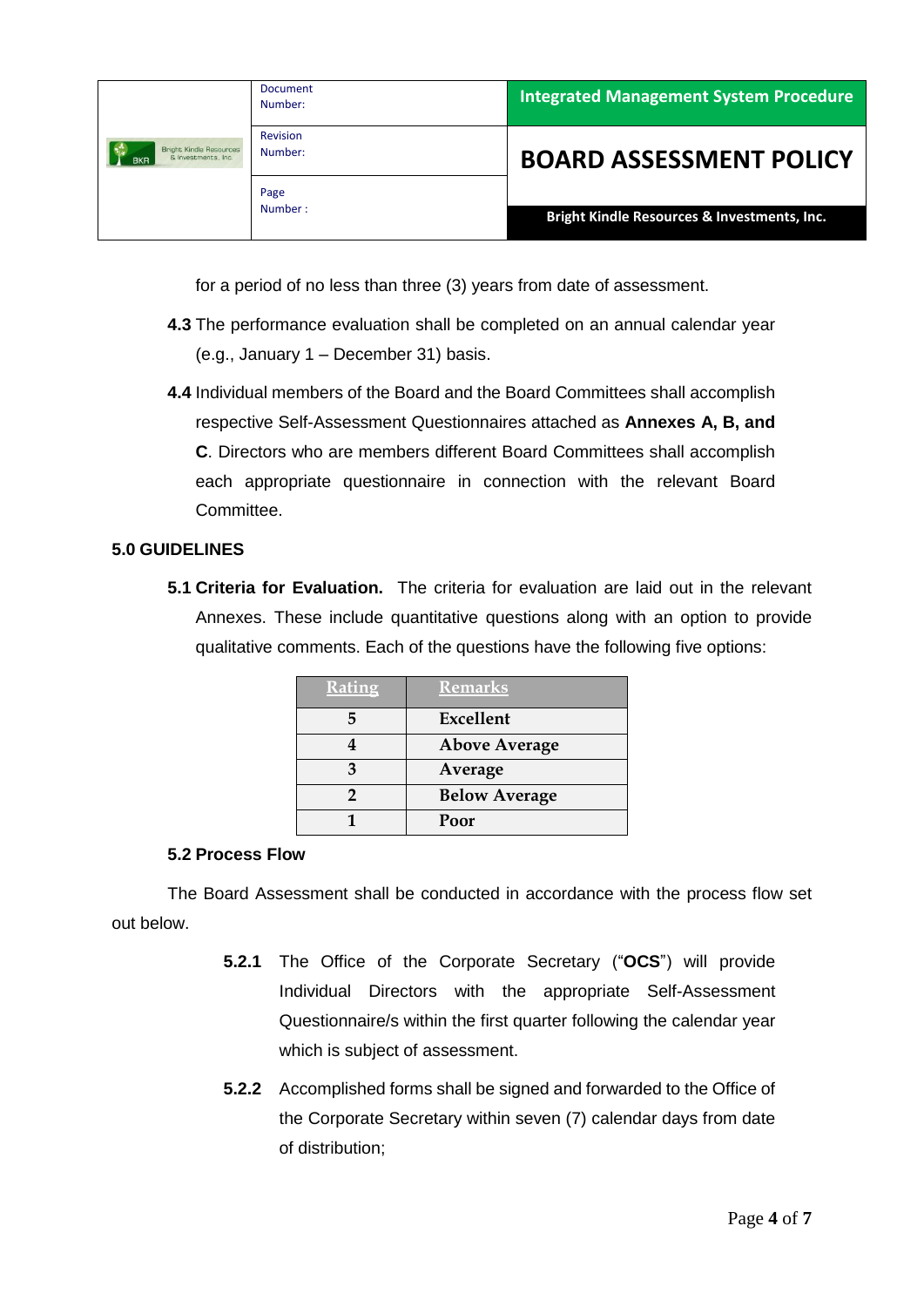for a period of no less than three (3) years from date of assessment.

**4.3** The performance evaluation shall be completed on an annual calendar year (e.g., January 1 – December 31) basis.

**4.4** Individual members of the Board and the Board Committees shall accomplish respective Self-Assessment Questionnaires attached as **Annexes A, B, and C**. Directors who are members different Board Committees shall accomplish each appropriate questionnaire in connection with the relevant Board Committee.

## 5.0 GUIDELINES

**5.1 Criteria for Evaluation.** The criteria for evaluation are laid out in the relevant Annexes. These include quantitative questions along with an option to provide qualitative comments. Each of the questions have the following five options:

| Rating | Remarks |
|---|---|
| 5 | Excellent |
| 4 | Above Average |
| 3 | Average |
| 2 | Below Average |
| 1 | Poor |

### 5.2 Process Flow

The Board Assessment shall be conducted in accordance with the process flow set out below.

**5.2.1** The Office of the Corporate Secretary ("**OCS**") will provide Individual Directors with the appropriate Self-Assessment Questionnaire/s within the first quarter following the calendar year which is subject of assessment.

**5.2.2** Accomplished forms shall be signed and forwarded to the Office of the Corporate Secretary within seven (7) calendar days from date of distribution;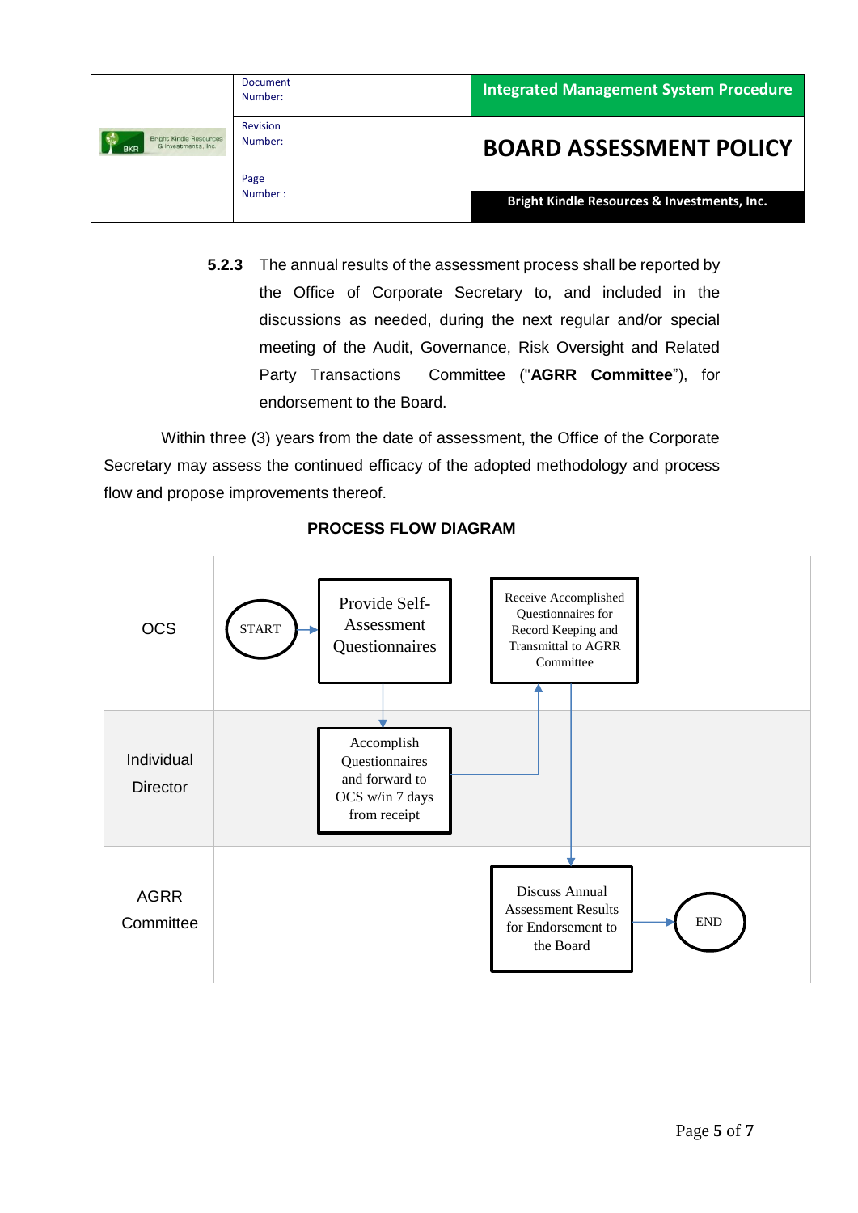**5.2.3** The annual results of the assessment process shall be reported by the Office of Corporate Secretary to, and included in the discussions as needed, during the next regular and/or special meeting of the Audit, Governance, Risk Oversight and Related Party Transactions Committee ("**AGRR Committee**"), for endorsement to the Board.

Within three (3) years from the date of assessment, the Office of the Corporate Secretary may assess the continued efficacy of the adopted methodology and process flow and propose improvements thereof.

**PROCESS FLOW DIAGRAM**

| Role | Process Steps |
|---|---|
| OCS | START → Provide Self-Assessment Questionnaires; Receive Accomplished Questionnaires for Record Keeping and Transmittal to AGRR Committee |
| Individual Director | Accomplish Questionnaires and forward to OCS w/in 7 days from receipt |
| AGRR Committee | Discuss Annual Assessment Results for Endorsement to the Board → END |

Flow: START → Provide Self-Assessment Questionnaires (OCS) → Accomplish Questionnaires and forward to OCS w/in 7 days from receipt (Individual Director) → Receive Accomplished Questionnaires for Record Keeping and Transmittal to AGRR Committee (OCS) → Discuss Annual Assessment Results for Endorsement to the Board (AGRR Committee) → END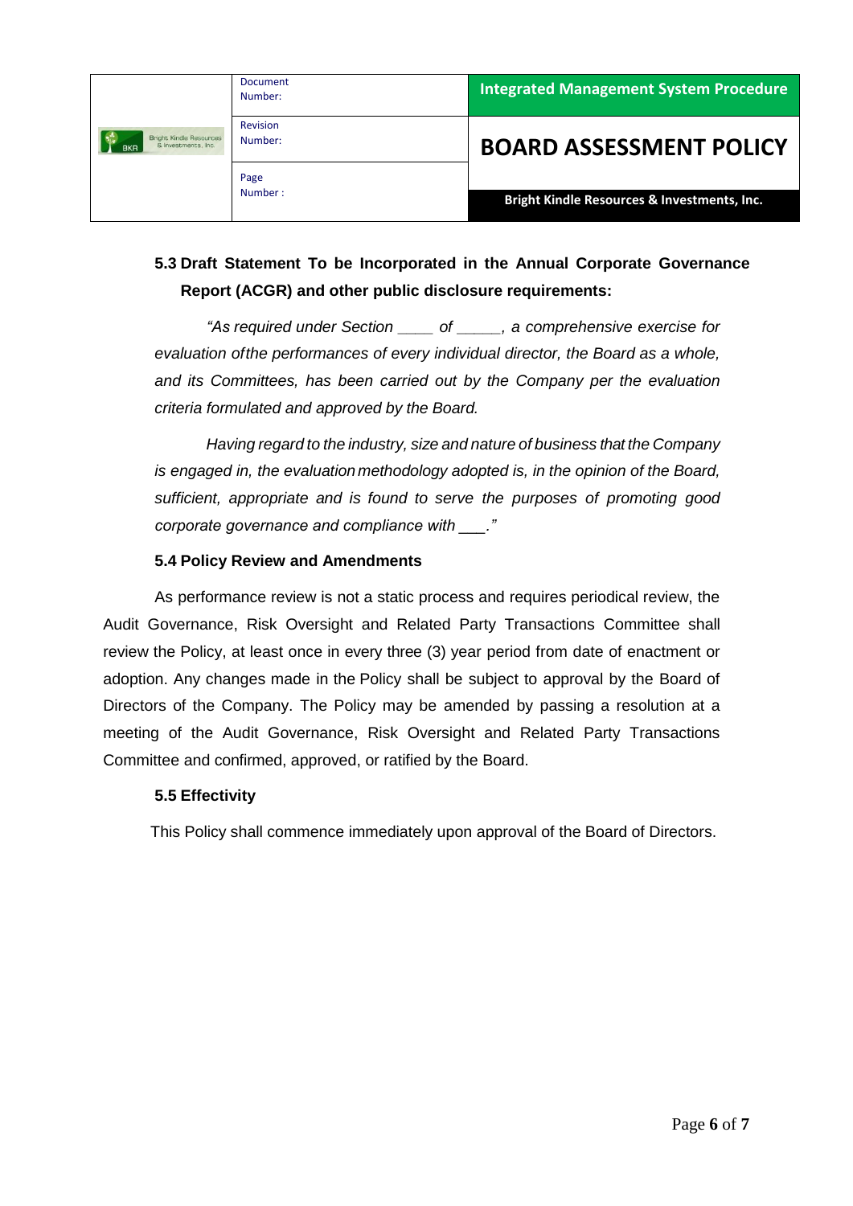### 5.3 Draft Statement To be Incorporated in the Annual Corporate Governance Report (ACGR) and other public disclosure requirements:

*"As required under Section ____ of _____, a comprehensive exercise for evaluation ofthe performances of every individual director, the Board as a whole, and its Committees, has been carried out by the Company per the evaluation criteria formulated and approved by the Board.*

*Having regard to the industry, size and nature of business that the Company is engaged in, the evaluation methodology adopted is, in the opinion of the Board, sufficient, appropriate and is found to serve the purposes of promoting good corporate governance and compliance with ___."*

### 5.4 Policy Review and Amendments

As performance review is not a static process and requires periodical review, the Audit Governance, Risk Oversight and Related Party Transactions Committee shall review the Policy, at least once in every three (3) year period from date of enactment or adoption. Any changes made in the Policy shall be subject to approval by the Board of Directors of the Company. The Policy may be amended by passing a resolution at a meeting of the Audit Governance, Risk Oversight and Related Party Transactions Committee and confirmed, approved, or ratified by the Board.

### 5.5 Effectivity

This Policy shall commence immediately upon approval of the Board of Directors.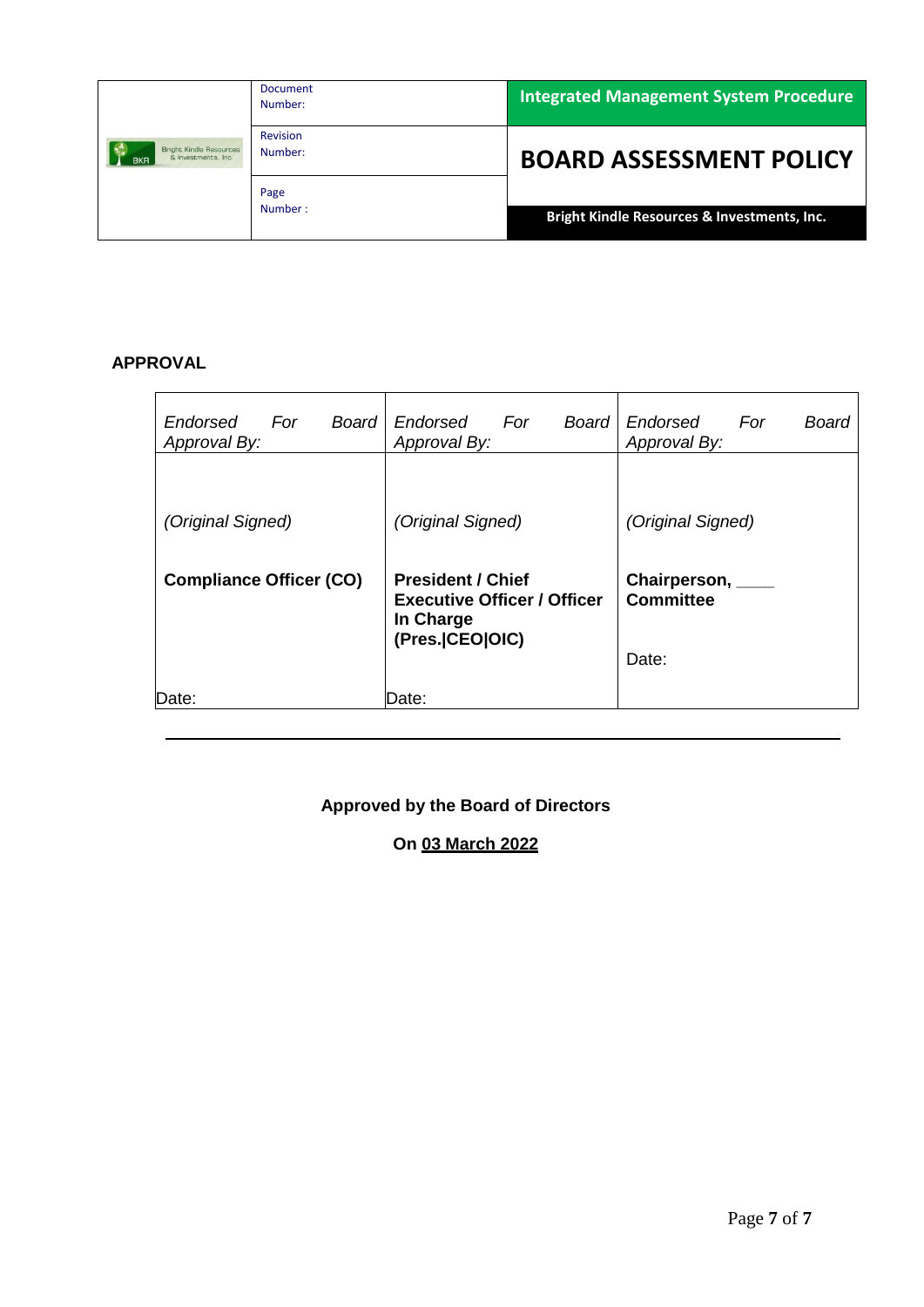**APPROVAL**

| *Endorsed For Board Approval By:* | *Endorsed For Board Approval By:* | *Endorsed For Board Approval By:* |
|---|---|---|
| *(Original Signed)*<br><br>**Compliance Officer (CO)**<br><br>Date: | *(Original Signed)*<br><br>**President / Chief Executive Officer / Officer In Charge (Pres.\|CEO\|OIC)**<br><br>Date: | *(Original Signed)*<br><br>**Chairperson, ____ Committee**<br><br>Date: |

---

**Approved by the Board of Directors**

**On 03 March 2022**